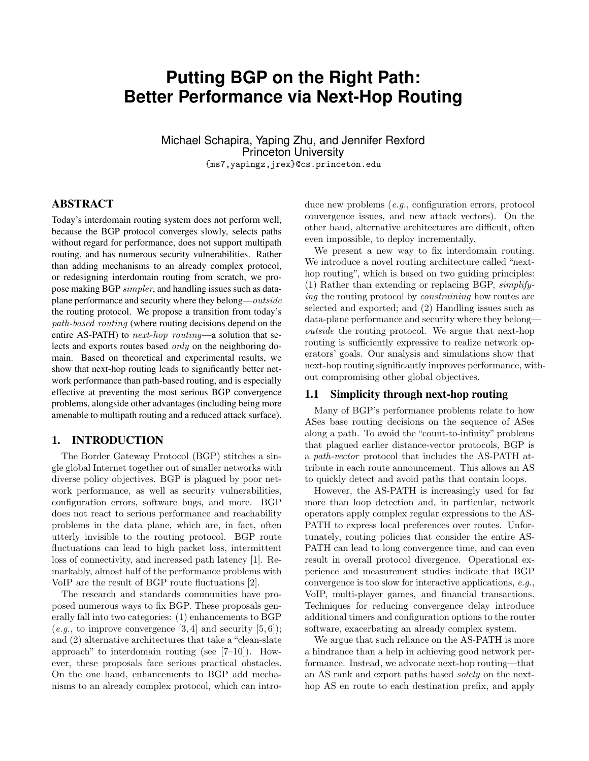# Putting BGP on the Right Path: Better Performance via Next-Hop Routing

Michael Schapira, Yaping Zhu, and Jennifer Rexford
Princeton University
{ms7,yapingz,jrex}@cs.princeton.edu

## ABSTRACT

Today's interdomain routing system does not perform well, because the BGP protocol converges slowly, selects paths without regard for performance, does not support multipath routing, and has numerous security vulnerabilities. Rather than adding mechanisms to an already complex protocol, or redesigning interdomain routing from scratch, we propose making BGP *simpler*, and handling issues such as data-plane performance and security where they belong—*outside* the routing protocol. We propose a transition from today's *path-based routing* (where routing decisions depend on the entire AS-PATH) to *next-hop routing*—a solution that selects and exports routes based *only* on the neighboring domain. Based on theoretical and experimental results, we show that next-hop routing leads to significantly better network performance than path-based routing, and is especially effective at preventing the most serious BGP convergence problems, alongside other advantages (including being more amenable to multipath routing and a reduced attack surface).

## 1. INTRODUCTION

The Border Gateway Protocol (BGP) stitches a single global Internet together out of smaller networks with diverse policy objectives. BGP is plagued by poor network performance, as well as security vulnerabilities, configuration errors, software bugs, and more. BGP does not react to serious performance and reachability problems in the data plane, which are, in fact, often utterly invisible to the routing protocol. BGP route fluctuations can lead to high packet loss, intermittent loss of connectivity, and increased path latency [1]. Remarkably, almost half of the performance problems with VoIP are the result of BGP route fluctuations [2].

The research and standards communities have proposed numerous ways to fix BGP. These proposals generally fall into two categories: (1) enhancements to BGP (*e.g.*, to improve convergence [3, 4] and security [5, 6]); and (2) alternative architectures that take a "clean-slate approach" to interdomain routing (see [7–10]). However, these proposals face serious practical obstacles. On the one hand, enhancements to BGP add mechanisms to an already complex protocol, which can introduce new problems (*e.g.*, configuration errors, protocol convergence issues, and new attack vectors). On the other hand, alternative architectures are difficult, often even impossible, to deploy incrementally.

We present a new way to fix interdomain routing. We introduce a novel routing architecture called "next-hop routing", which is based on two guiding principles: (1) Rather than extending or replacing BGP, *simplifying* the routing protocol by *constraining* how routes are selected and exported; and (2) Handling issues such as data-plane performance and security where they belong—*outside* the routing protocol. We argue that next-hop routing is sufficiently expressive to realize network operators' goals. Our analysis and simulations show that next-hop routing significantly improves performance, without compromising other global objectives.

### 1.1 Simplicity through next-hop routing

Many of BGP's performance problems relate to how ASes base routing decisions on the sequence of ASes along a path. To avoid the "count-to-infinity" problems that plagued earlier distance-vector protocols, BGP is a *path-vector* protocol that includes the AS-PATH attribute in each route announcement. This allows an AS to quickly detect and avoid paths that contain loops.

However, the AS-PATH is increasingly used for far more than loop detection and, in particular, network operators apply complex regular expressions to the AS-PATH to express local preferences over routes. Unfortunately, routing policies that consider the entire AS-PATH can lead to long convergence time, and can even result in overall protocol divergence. Operational experience and measurement studies indicate that BGP convergence is too slow for interactive applications, *e.g.*, VoIP, multi-player games, and financial transactions. Techniques for reducing convergence delay introduce additional timers and configuration options to the router software, exacerbating an already complex system.

We argue that such reliance on the AS-PATH is more a hindrance than a help in achieving good network performance. Instead, we advocate next-hop routing—that an AS rank and export paths based *solely* on the next-hop AS en route to each destination prefix, and apply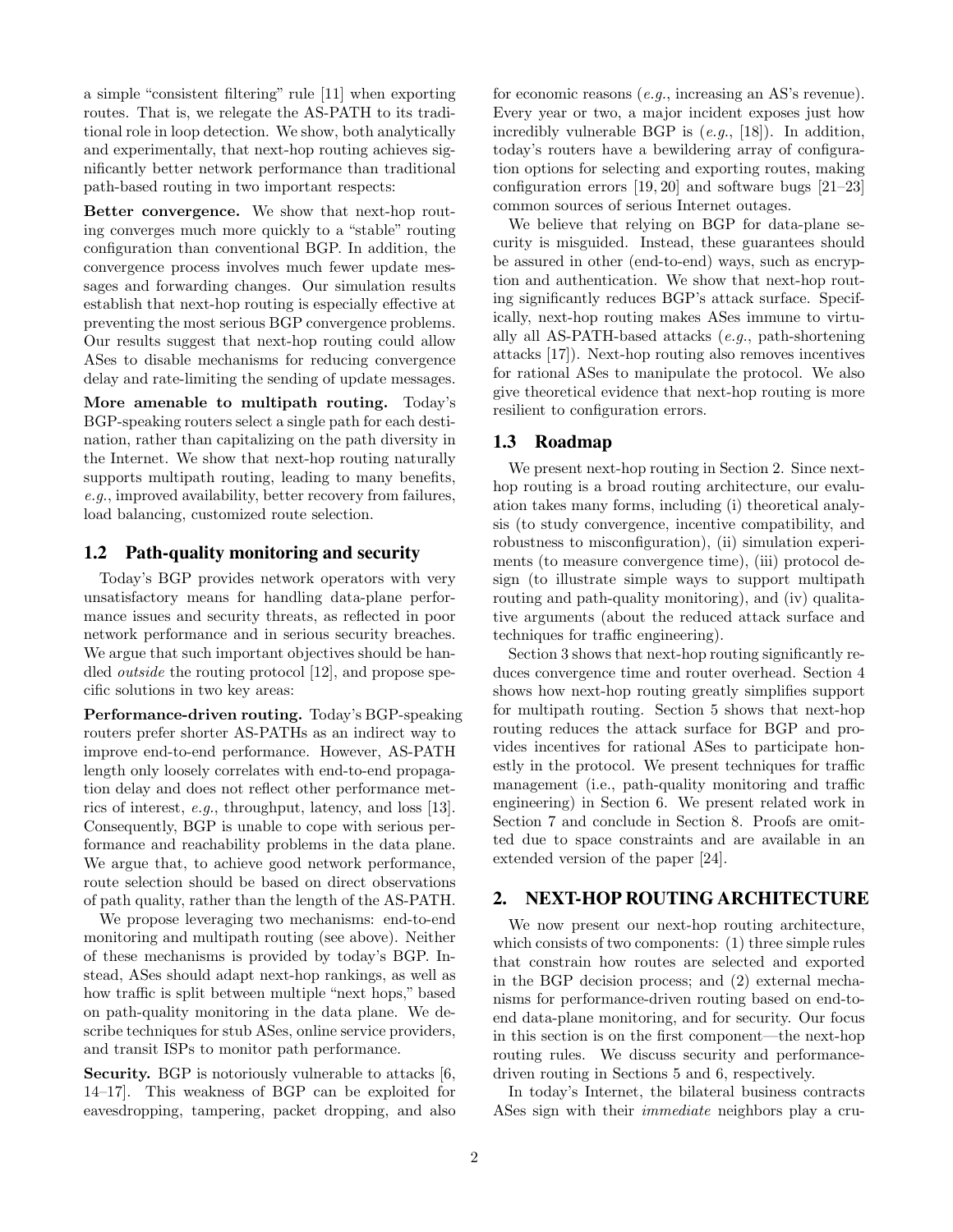a simple "consistent filtering" rule [11] when exporting routes. That is, we relegate the AS-PATH to its traditional role in loop detection. We show, both analytically and experimentally, that next-hop routing achieves significantly better network performance than traditional path-based routing in two important respects:

**Better convergence.** We show that next-hop routing converges much more quickly to a "stable" routing configuration than conventional BGP. In addition, the convergence process involves much fewer update messages and forwarding changes. Our simulation results establish that next-hop routing is especially effective at preventing the most serious BGP convergence problems. Our results suggest that next-hop routing could allow ASes to disable mechanisms for reducing convergence delay and rate-limiting the sending of update messages.

**More amenable to multipath routing.** Today's BGP-speaking routers select a single path for each destination, rather than capitalizing on the path diversity in the Internet. We show that next-hop routing naturally supports multipath routing, leading to many benefits, *e.g.*, improved availability, better recovery from failures, load balancing, customized route selection.

## 1.2 Path-quality monitoring and security

Today's BGP provides network operators with very unsatisfactory means for handling data-plane performance issues and security threats, as reflected in poor network performance and in serious security breaches. We argue that such important objectives should be handled *outside* the routing protocol [12], and propose specific solutions in two key areas:

**Performance-driven routing.** Today's BGP-speaking routers prefer shorter AS-PATHs as an indirect way to improve end-to-end performance. However, AS-PATH length only loosely correlates with end-to-end propagation delay and does not reflect other performance metrics of interest, *e.g.*, throughput, latency, and loss [13]. Consequently, BGP is unable to cope with serious performance and reachability problems in the data plane. We argue that, to achieve good network performance, route selection should be based on direct observations of path quality, rather than the length of the AS-PATH.

We propose leveraging two mechanisms: end-to-end monitoring and multipath routing (see above). Neither of these mechanisms is provided by today's BGP. Instead, ASes should adapt next-hop rankings, as well as how traffic is split between multiple "next hops," based on path-quality monitoring in the data plane. We describe techniques for stub ASes, online service providers, and transit ISPs to monitor path performance.

**Security.** BGP is notoriously vulnerable to attacks [6, 14–17]. This weakness of BGP can be exploited for eavesdropping, tampering, packet dropping, and also for economic reasons (*e.g.*, increasing an AS's revenue). Every year or two, a major incident exposes just how incredibly vulnerable BGP is (*e.g.*, [18]). In addition, today's routers have a bewildering array of configuration options for selecting and exporting routes, making configuration errors [19, 20] and software bugs [21–23] common sources of serious Internet outages.

We believe that relying on BGP for data-plane security is misguided. Instead, these guarantees should be assured in other (end-to-end) ways, such as encryption and authentication. We show that next-hop routing significantly reduces BGP's attack surface. Specifically, next-hop routing makes ASes immune to virtually all AS-PATH-based attacks (*e.g.*, path-shortening attacks [17]). Next-hop routing also removes incentives for rational ASes to manipulate the protocol. We also give theoretical evidence that next-hop routing is more resilient to configuration errors.

## 1.3 Roadmap

We present next-hop routing in Section 2. Since next-hop routing is a broad routing architecture, our evaluation takes many forms, including (i) theoretical analysis (to study convergence, incentive compatibility, and robustness to misconfiguration), (ii) simulation experiments (to measure convergence time), (iii) protocol design (to illustrate simple ways to support multipath routing and path-quality monitoring), and (iv) qualitative arguments (about the reduced attack surface and techniques for traffic engineering).

Section 3 shows that next-hop routing significantly reduces convergence time and router overhead. Section 4 shows how next-hop routing greatly simplifies support for multipath routing. Section 5 shows that next-hop routing reduces the attack surface for BGP and provides incentives for rational ASes to participate honestly in the protocol. We present techniques for traffic management (i.e., path-quality monitoring and traffic engineering) in Section 6. We present related work in Section 7 and conclude in Section 8. Proofs are omitted due to space constraints and are available in an extended version of the paper [24].

# 2. NEXT-HOP ROUTING ARCHITECTURE

We now present our next-hop routing architecture, which consists of two components: (1) three simple rules that constrain how routes are selected and exported in the BGP decision process; and (2) external mechanisms for performance-driven routing based on end-to-end data-plane monitoring, and for security. Our focus in this section is on the first component—the next-hop routing rules. We discuss security and performance-driven routing in Sections 5 and 6, respectively.

In today's Internet, the bilateral business contracts ASes sign with their *immediate* neighbors play a cru-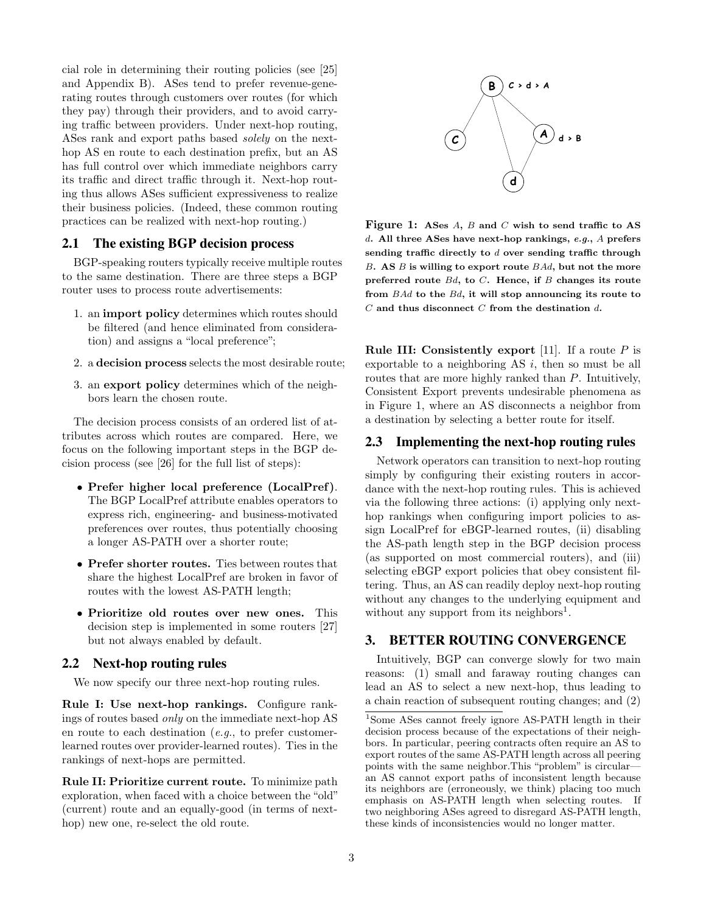cial role in determining their routing policies (see [25] and Appendix B). ASes tend to prefer revenue-generating routes through customers over routes (for which they pay) through their providers, and to avoid carrying traffic between providers. Under next-hop routing, ASes rank and export paths based *solely* on the next-hop AS en route to each destination prefix, but an AS has full control over which immediate neighbors carry its traffic and direct traffic through it. Next-hop routing thus allows ASes sufficient expressiveness to realize their business policies. (Indeed, these common routing practices can be realized with next-hop routing.)

## 2.1 The existing BGP decision process

BGP-speaking routers typically receive multiple routes to the same destination. There are three steps a BGP router uses to process route advertisements:

1. an **import policy** determines which routes should be filtered (and hence eliminated from consideration) and assigns a "local preference";
2. a **decision process** selects the most desirable route;
3. an **export policy** determines which of the neighbors learn the chosen route.

The decision process consists of an ordered list of attributes across which routes are compared. Here, we focus on the following important steps in the BGP decision process (see [26] for the full list of steps):

- **Prefer higher local preference (LocalPref).** The BGP LocalPref attribute enables operators to express rich, engineering- and business-motivated preferences over routes, thus potentially choosing a longer AS-PATH over a shorter route;
- **Prefer shorter routes.** Ties between routes that share the highest LocalPref are broken in favor of routes with the lowest AS-PATH length;
- **Prioritize old routes over new ones.** This decision step is implemented in some routers [27] but not always enabled by default.

## 2.2 Next-hop routing rules

We now specify our three next-hop routing rules.

**Rule I: Use next-hop rankings.** Configure rankings of routes based *only* on the immediate next-hop AS en route to each destination (*e.g.*, to prefer customer-learned routes over provider-learned routes). Ties in the rankings of next-hops are permitted.

**Rule II: Prioritize current route.** To minimize path exploration, when faced with a choice between the "old" (current) route and an equally-good (in terms of next-hop) new one, re-select the old route.

**Figure 1: ASes $A$, $B$ and $C$ wish to send traffic to AS $d$. All three ASes have next-hop rankings, *e.g.*, $A$ prefers sending traffic directly to $d$ over sending traffic through $B$. AS $B$ is willing to export route $BAd$, but not the more preferred route $Bd$, to $C$. Hence, if $B$ changes its route from $BAd$ to the $Bd$, it will stop announcing its route to $C$ and thus disconnect $C$ from the destination $d$.**

**Rule III: Consistently export** [11]. If a route $P$ is exportable to a neighboring AS $i$, then so must be all routes that are more highly ranked than $P$. Intuitively, Consistent Export prevents undesirable phenomena as in Figure 1, where an AS disconnects a neighbor from a destination by selecting a better route for itself.

## 2.3 Implementing the next-hop routing rules

Network operators can transition to next-hop routing simply by configuring their existing routers in accordance with the next-hop routing rules. This is achieved via the following three actions: (i) applying only next-hop rankings when configuring import policies to assign LocalPref for eBGP-learned routes, (ii) disabling the AS-path length step in the BGP decision process (as supported on most commercial routers), and (iii) selecting eBGP export policies that obey consistent filtering. Thus, an AS can readily deploy next-hop routing without any changes to the underlying equipment and without any support from its neighbors[1].

# 3. BETTER ROUTING CONVERGENCE

Intuitively, BGP can converge slowly for two main reasons: (1) small and faraway routing changes can lead an AS to select a new next-hop, thus leading to a chain reaction of subsequent routing changes; and (2)

[1]Some ASes cannot freely ignore AS-PATH length in their decision process because of the expectations of their neighbors. In particular, peering contracts often require an AS to export routes of the same AS-PATH length across all peering points with the same neighbor.This "problem" is circular—an AS cannot export paths of inconsistent length because its neighbors are (erroneously, we think) placing too much emphasis on AS-PATH length when selecting routes. If two neighboring ASes agreed to disregard AS-PATH length, these kinds of inconsistencies would no longer matter.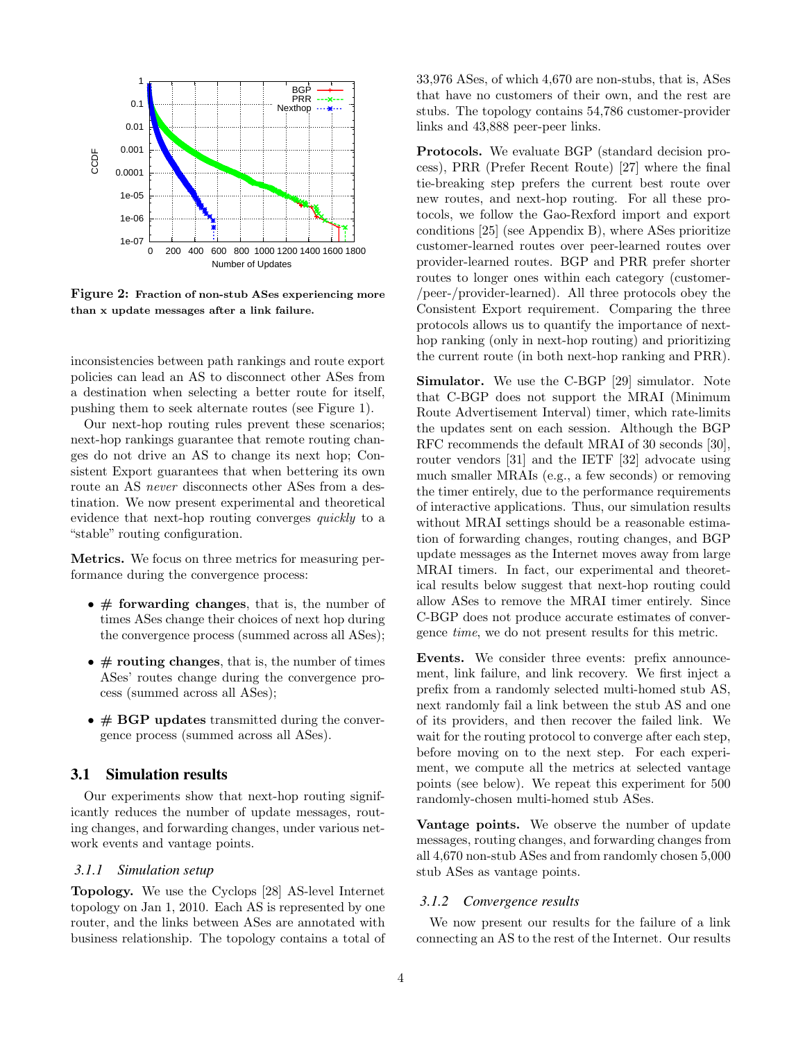**Figure 2: Fraction of non-stub ASes experiencing more than x update messages after a link failure.**

inconsistencies between path rankings and route export policies can lead an AS to disconnect other ASes from a destination when selecting a better route for itself, pushing them to seek alternate routes (see Figure 1).

Our next-hop routing rules prevent these scenarios; next-hop rankings guarantee that remote routing changes do not drive an AS to change its next hop; Consistent Export guarantees that when bettering its own route an AS *never* disconnects other ASes from a destination. We now present experimental and theoretical evidence that next-hop routing converges *quickly* to a "stable" routing configuration.

**Metrics.** We focus on three metrics for measuring performance during the convergence process:

- **# forwarding changes**, that is, the number of times ASes change their choices of next hop during the convergence process (summed across all ASes);
- **# routing changes**, that is, the number of times ASes' routes change during the convergence process (summed across all ASes);
- **# BGP updates** transmitted during the convergence process (summed across all ASes).

## 3.1 Simulation results

Our experiments show that next-hop routing significantly reduces the number of update messages, routing changes, and forwarding changes, under various network events and vantage points.

### 3.1.1 Simulation setup

**Topology.** We use the Cyclops [28] AS-level Internet topology on Jan 1, 2010. Each AS is represented by one router, and the links between ASes are annotated with business relationship. The topology contains a total of 33,976 ASes, of which 4,670 are non-stubs, that is, ASes that have no customers of their own, and the rest are stubs. The topology contains 54,786 customer-provider links and 43,888 peer-peer links.

**Protocols.** We evaluate BGP (standard decision process), PRR (Prefer Recent Route) [27] where the final tie-breaking step prefers the current best route over new routes, and next-hop routing. For all these protocols, we follow the Gao-Rexford import and export conditions [25] (see Appendix B), where ASes prioritize customer-learned routes over peer-learned routes over provider-learned routes. BGP and PRR prefer shorter routes to longer ones within each category (customer-/peer-/provider-learned). All three protocols obey the Consistent Export requirement. Comparing the three protocols allows us to quantify the importance of next-hop ranking (only in next-hop routing) and prioritizing the current route (in both next-hop ranking and PRR).

**Simulator.** We use the C-BGP [29] simulator. Note that C-BGP does not support the MRAI (Minimum Route Advertisement Interval) timer, which rate-limits the updates sent on each session. Although the BGP RFC recommends the default MRAI of 30 seconds [30], router vendors [31] and the IETF [32] advocate using much smaller MRAIs (e.g., a few seconds) or removing the timer entirely, due to the performance requirements of interactive applications. Thus, our simulation results without MRAI settings should be a reasonable estimation of forwarding changes, routing changes, and BGP update messages as the Internet moves away from large MRAI timers. In fact, our experimental and theoretical results below suggest that next-hop routing could allow ASes to remove the MRAI timer entirely. Since C-BGP does not produce accurate estimates of convergence *time*, we do not present results for this metric.

**Events.** We consider three events: prefix announcement, link failure, and link recovery. We first inject a prefix from a randomly selected multi-homed stub AS, next randomly fail a link between the stub AS and one of its providers, and then recover the failed link. We wait for the routing protocol to converge after each step, before moving on to the next step. For each experiment, we compute all the metrics at selected vantage points (see below). We repeat this experiment for 500 randomly-chosen multi-homed stub ASes.

**Vantage points.** We observe the number of update messages, routing changes, and forwarding changes from all 4,670 non-stub ASes and from randomly chosen 5,000 stub ASes as vantage points.

### 3.1.2 Convergence results

We now present our results for the failure of a link connecting an AS to the rest of the Internet. Our results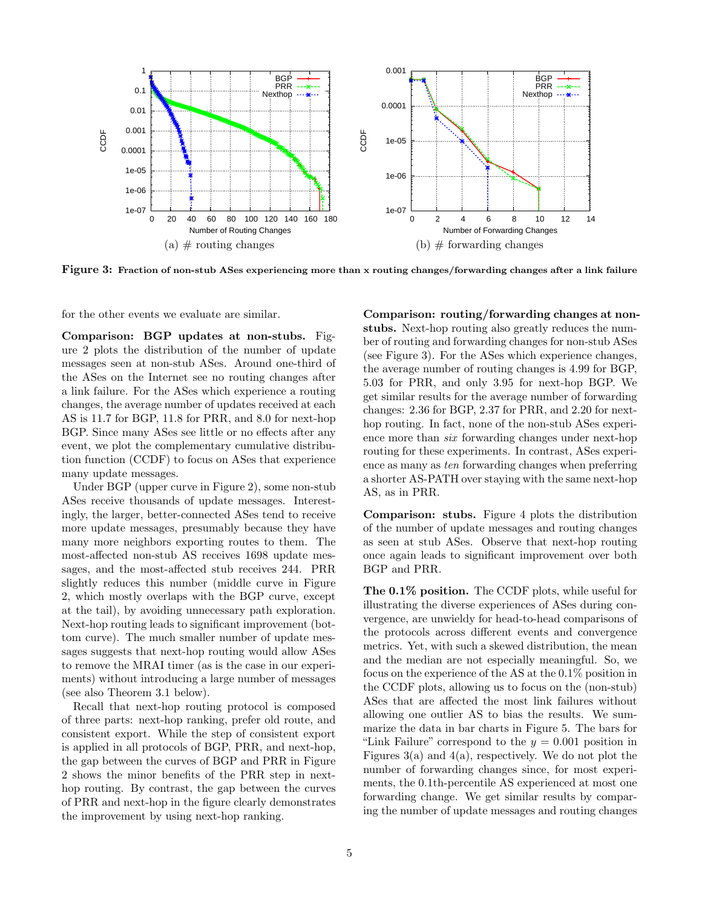(a) # routing changes

(b) # forwarding changes

**Figure 3: Fraction of non-stub ASes experiencing more than x routing changes/forwarding changes after a link failure**

for the other events we evaluate are similar.

**Comparison: BGP updates at non-stubs.** Figure 2 plots the distribution of the number of update messages seen at non-stub ASes. Around one-third of the ASes on the Internet see no routing changes after a link failure. For the ASes which experience a routing changes, the average number of updates received at each AS is 11.7 for BGP, 11.8 for PRR, and 8.0 for next-hop BGP. Since many ASes see little or no effects after any event, we plot the complementary cumulative distribution function (CCDF) to focus on ASes that experience many update messages.

Under BGP (upper curve in Figure 2), some non-stub ASes receive thousands of update messages. Interestingly, the larger, better-connected ASes tend to receive more update messages, presumably because they have many more neighbors exporting routes to them. The most-affected non-stub AS receives 1698 update messages, and the most-affected stub receives 244. PRR slightly reduces this number (middle curve in Figure 2, which mostly overlaps with the BGP curve, except at the tail), by avoiding unnecessary path exploration. Next-hop routing leads to significant improvement (bottom curve). The much smaller number of update messages suggests that next-hop routing would allow ASes to remove the MRAI timer (as is the case in our experiments) without introducing a large number of messages (see also Theorem 3.1 below).

Recall that next-hop routing protocol is composed of three parts: next-hop ranking, prefer old route, and consistent export. While the step of consistent export is applied in all protocols of BGP, PRR, and next-hop, the gap between the curves of BGP and PRR in Figure 2 shows the minor benefits of the PRR step in next-hop routing. By contrast, the gap between the curves of PRR and next-hop in the figure clearly demonstrates the improvement by using next-hop ranking.

**Comparison: routing/forwarding changes at non-stubs.** Next-hop routing also greatly reduces the number of routing and forwarding changes for non-stub ASes (see Figure 3). For the ASes which experience changes, the average number of routing changes is 4.99 for BGP, 5.03 for PRR, and only 3.95 for next-hop BGP. We get similar results for the average number of forwarding changes: 2.36 for BGP, 2.37 for PRR, and 2.20 for next-hop routing. In fact, none of the non-stub ASes experience more than *six* forwarding changes under next-hop routing for these experiments. In contrast, ASes experience as many as *ten* forwarding changes when preferring a shorter AS-PATH over staying with the same next-hop AS, as in PRR.

**Comparison: stubs.** Figure 4 plots the distribution of the number of update messages and routing changes as seen at stub ASes. Observe that next-hop routing once again leads to significant improvement over both BGP and PRR.

**The 0.1% position.** The CCDF plots, while useful for illustrating the diverse experiences of ASes during convergence, are unwieldy for head-to-head comparisons of the protocols across different events and convergence metrics. Yet, with such a skewed distribution, the mean and the median are not especially meaningful. So, we focus on the experience of the AS at the 0.1% position in the CCDF plots, allowing us to focus on the (non-stub) ASes that are affected the most link failures without allowing one outlier AS to bias the results. We summarize the data in bar charts in Figure 5. The bars for "Link Failure" correspond to the $y = 0.001$ position in Figures 3(a) and 4(a), respectively. We do not plot the number of forwarding changes since, for most experiments, the 0.1th-percentile AS experienced at most one forwarding change. We get similar results by comparing the number of update messages and routing changes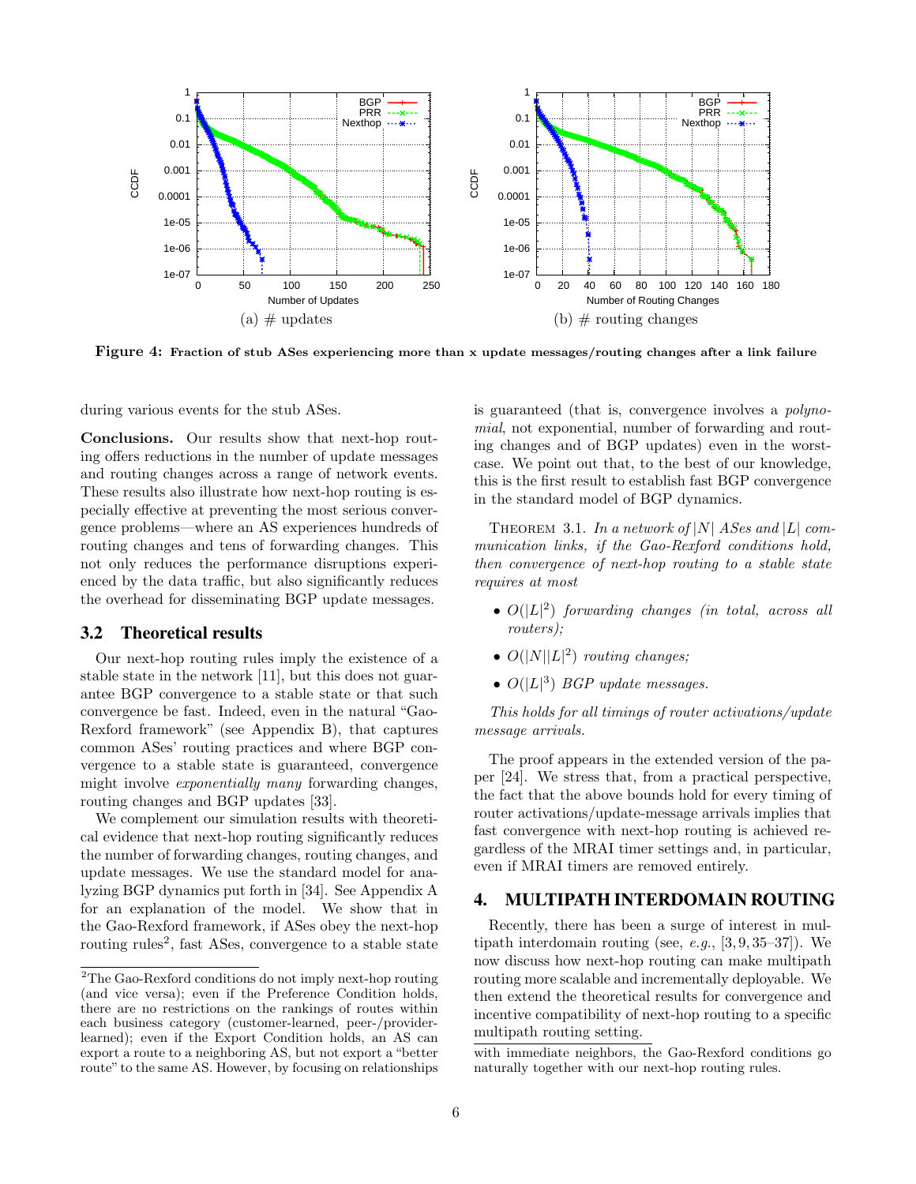(a) # updates

(b) # routing changes

**Figure 4: Fraction of stub ASes experiencing more than x update messages/routing changes after a link failure**

during various events for the stub ASes.

**Conclusions.** Our results show that next-hop routing offers reductions in the number of update messages and routing changes across a range of network events. These results also illustrate how next-hop routing is especially effective at preventing the most serious convergence problems—where an AS experiences hundreds of routing changes and tens of forwarding changes. This not only reduces the performance disruptions experienced by the data traffic, but also significantly reduces the overhead for disseminating BGP update messages.

## 3.2 Theoretical results

Our next-hop routing rules imply the existence of a stable state in the network [11], but this does not guarantee BGP convergence to a stable state or that such convergence be fast. Indeed, even in the natural "Gao-Rexford framework" (see Appendix B), that captures common ASes' routing practices and where BGP convergence to a stable state is guaranteed, convergence might involve *exponentially many* forwarding changes, routing changes and BGP updates [33].

We complement our simulation results with theoretical evidence that next-hop routing significantly reduces the number of forwarding changes, routing changes, and update messages. We use the standard model for analyzing BGP dynamics put forth in [34]. See Appendix A for an explanation of the model. We show that in the Gao-Rexford framework, if ASes obey the next-hop routing rules[2], fast ASes, convergence to a stable state is guaranteed (that is, convergence involves a *polynomial*, not exponential, number of forwarding and routing changes and of BGP updates) even in the worst-case. We point out that, to the best of our knowledge, this is the first result to establish fast BGP convergence in the standard model of BGP dynamics.

THEOREM 3.1. *In a network of* $|N|$ *ASes and* $|L|$ *communication links, if the Gao-Rexford conditions hold, then convergence of next-hop routing to a stable state requires at most*

- $O(|L|^2)$ *forwarding changes (in total, across all routers);*
- $O(|N||L|^2)$ *routing changes;*
- $O(|L|^3)$ *BGP update messages.*

*This holds for all timings of router activations/update message arrivals.*

The proof appears in the extended version of the paper [24]. We stress that, from a practical perspective, the fact that the above bounds hold for every timing of router activations/update-message arrivals implies that fast convergence with next-hop routing is achieved regardless of the MRAI timer settings and, in particular, even if MRAI timers are removed entirely.

# 4. MULTIPATH INTERDOMAIN ROUTING

Recently, there has been a surge of interest in multipath interdomain routing (see, *e.g.*, [3, 9, 35–37]). We now discuss how next-hop routing can make multipath routing more scalable and incrementally deployable. We then extend the theoretical results for convergence and incentive compatibility of next-hop routing to a specific multipath routing setting.

[2]The Gao-Rexford conditions do not imply next-hop routing (and vice versa); even if the Preference Condition holds, there are no restrictions on the rankings of routes within each business category (customer-learned, peer-/provider-learned); even if the Export Condition holds, an AS can export a route to a neighboring AS, but not export a "better route" to the same AS. However, by focusing on relationships with immediate neighbors, the Gao-Rexford conditions go naturally together with our next-hop routing rules.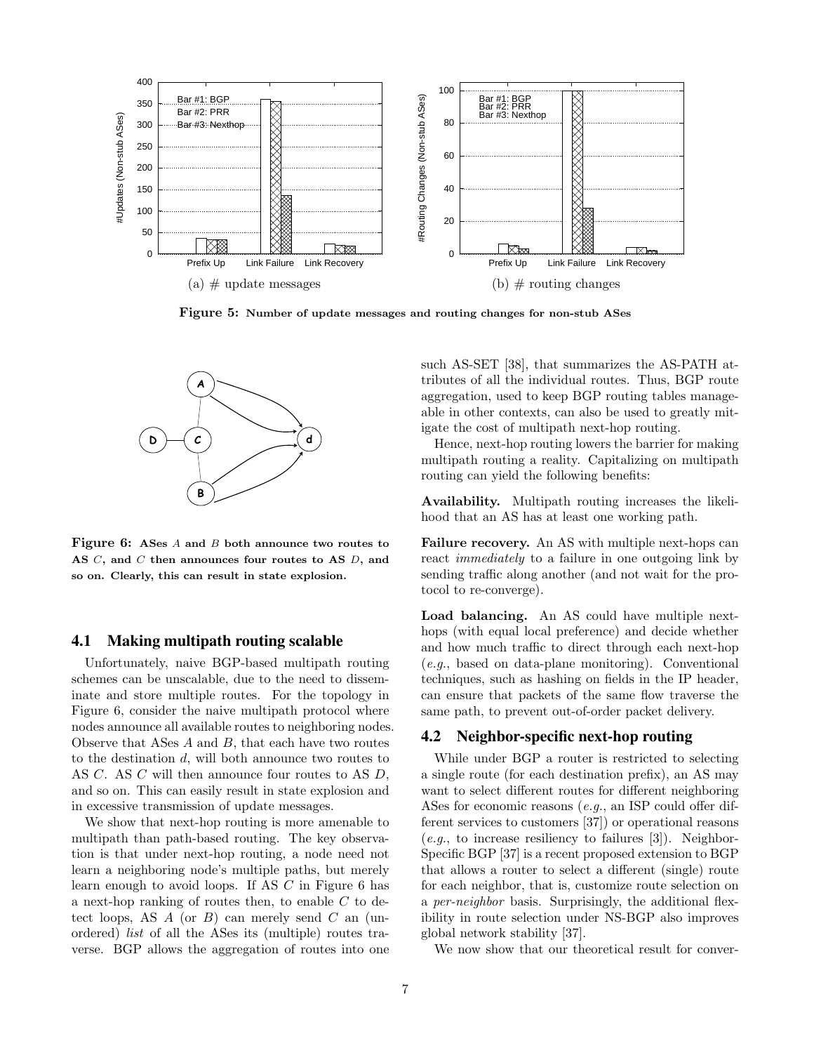Figure 5: Number of update messages and routing changes for non-stub ASes

(a) # update messages

(b) # routing changes

Figure 6: ASes $A$ and $B$ both announce two routes to AS $C$, and $C$ then announces four routes to AS $D$, and so on. Clearly, this can result in state explosion.

### 4.1 Making multipath routing scalable

Unfortunately, naive BGP-based multipath routing schemes can be unscalable, due to the need to disseminate and store multiple routes. For the topology in Figure 6, consider the naive multipath protocol where nodes announce all available routes to neighboring nodes. Observe that ASes $A$ and $B$, that each have two routes to the destination $d$, will both announce two routes to AS $C$. AS $C$ will then announce four routes to AS $D$, and so on. This can easily result in state explosion and in excessive transmission of update messages.

We show that next-hop routing is more amenable to multipath than path-based routing. The key observation is that under next-hop routing, a node need not learn a neighboring node's multiple paths, but merely learn enough to avoid loops. If AS $C$ in Figure 6 has a next-hop ranking of routes then, to enable $C$ to detect loops, AS $A$ (or $B$) can merely send $C$ an (unordered) *list* of all the ASes its (multiple) routes traverse. BGP allows the aggregation of routes into one such AS-SET [38], that summarizes the AS-PATH attributes of all the individual routes. Thus, BGP route aggregation, used to keep BGP routing tables manageable in other contexts, can also be used to greatly mitigate the cost of multipath next-hop routing.

Hence, next-hop routing lowers the barrier for making multipath routing a reality. Capitalizing on multipath routing can yield the following benefits:

**Availability.** Multipath routing increases the likelihood that an AS has at least one working path.

**Failure recovery.** An AS with multiple next-hops can react *immediately* to a failure in one outgoing link by sending traffic along another (and not wait for the protocol to re-converge).

**Load balancing.** An AS could have multiple next-hops (with equal local preference) and decide whether and how much traffic to direct through each next-hop (*e.g.*, based on data-plane monitoring). Conventional techniques, such as hashing on fields in the IP header, can ensure that packets of the same flow traverse the same path, to prevent out-of-order packet delivery.

### 4.2 Neighbor-specific next-hop routing

While under BGP a router is restricted to selecting a single route (for each destination prefix), an AS may want to select different routes for different neighboring ASes for economic reasons (*e.g.*, an ISP could offer different services to customers [37]) or operational reasons (*e.g.*, to increase resiliency to failures [3]). Neighbor-Specific BGP [37] is a recent proposed extension to BGP that allows a router to select a different (single) route for each neighbor, that is, customize route selection on a *per-neighbor* basis. Surprisingly, the additional flexibility in route selection under NS-BGP also improves global network stability [37].

We now show that our theoretical result for conver-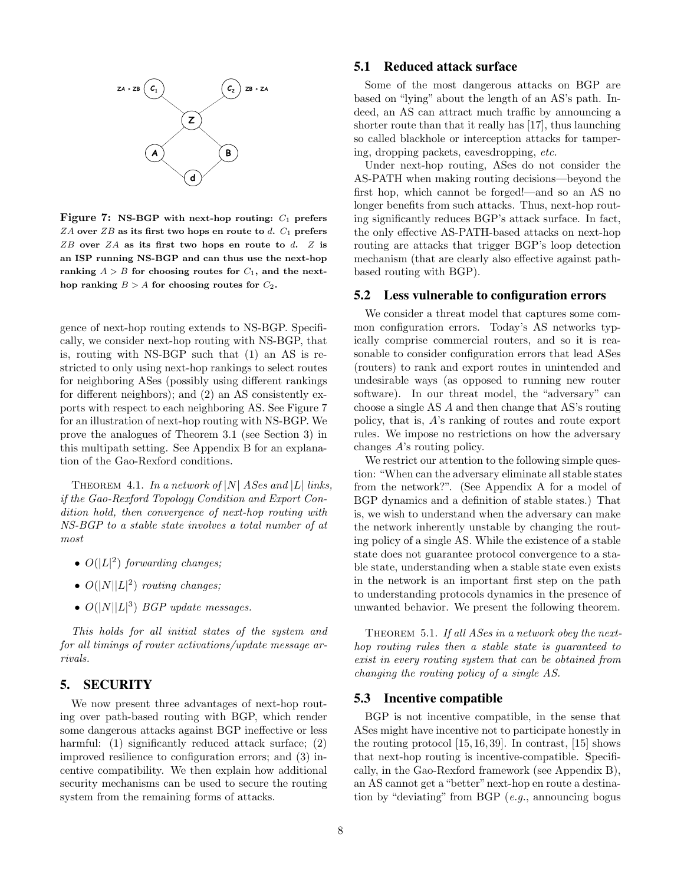**Figure 7: NS-BGP with next-hop routing:** $C_1$ **prefers** $ZA$ **over** $ZB$ **as its first two hops en route to** $d$**.** $C_1$ **prefers** $ZB$ **over** $ZA$ **as its first two hops en route to** $d$**.** $Z$ **is an ISP running NS-BGP and can thus use the next-hop ranking** $A > B$ **for choosing routes for** $C_1$**, and the next-hop ranking** $B > A$ **for choosing routes for** $C_2$**.**

gence of next-hop routing extends to NS-BGP. Specifically, we consider next-hop routing with NS-BGP, that is, routing with NS-BGP such that (1) an AS is restricted to only using next-hop rankings to select routes for neighboring ASes (possibly using different rankings for different neighbors); and (2) an AS consistently exports with respect to each neighboring AS. See Figure 7 for an illustration of next-hop routing with NS-BGP. We prove the analogues of Theorem 3.1 (see Section 3) in this multipath setting. See Appendix B for an explanation of the Gao-Rexford conditions.

THEOREM 4.1. *In a network of $|N|$ ASes and $|L|$ links, if the Gao-Rexford Topology Condition and Export Condition hold, then convergence of next-hop routing with NS-BGP to a stable state involves a total number of at most*

- $O(|L|^2)$ *forwarding changes;*
- $O(|N||L|^2)$ *routing changes;*
- $O(|N||L|^3)$ *BGP update messages.*

*This holds for all initial states of the system and for all timings of router activations/update message arrivals.*

# 5. SECURITY

We now present three advantages of next-hop routing over path-based routing with BGP, which render some dangerous attacks against BGP ineffective or less harmful: (1) significantly reduced attack surface; (2) improved resilience to configuration errors; and (3) incentive compatibility. We then explain how additional security mechanisms can be used to secure the routing system from the remaining forms of attacks.

## 5.1 Reduced attack surface

Some of the most dangerous attacks on BGP are based on "lying" about the length of an AS's path. Indeed, an AS can attract much traffic by announcing a shorter route than that it really has [17], thus launching so called blackhole or interception attacks for tampering, dropping packets, eavesdropping, *etc.*

Under next-hop routing, ASes do not consider the AS-PATH when making routing decisions—beyond the first hop, which cannot be forged!—and so an AS no longer benefits from such attacks. Thus, next-hop routing significantly reduces BGP's attack surface. In fact, the only effective AS-PATH-based attacks on next-hop routing are attacks that trigger BGP's loop detection mechanism (that are clearly also effective against path-based routing with BGP).

## 5.2 Less vulnerable to configuration errors

We consider a threat model that captures some common configuration errors. Today's AS networks typically comprise commercial routers, and so it is reasonable to consider configuration errors that lead ASes (routers) to rank and export routes in unintended and undesirable ways (as opposed to running new router software). In our threat model, the "adversary" can choose a single AS $A$ and then change that AS's routing policy, that is, $A$'s ranking of routes and route export rules. We impose no restrictions on how the adversary changes $A$'s routing policy.

We restrict our attention to the following simple question: "When can the adversary eliminate all stable states from the network?". (See Appendix A for a model of BGP dynamics and a definition of stable states.) That is, we wish to understand when the adversary can make the network inherently unstable by changing the routing policy of a single AS. While the existence of a stable state does not guarantee protocol convergence to a stable state, understanding when a stable state even exists in the network is an important first step on the path to understanding protocols dynamics in the presence of unwanted behavior. We present the following theorem.

THEOREM 5.1. *If all ASes in a network obey the next-hop routing rules then a stable state is guaranteed to exist in every routing system that can be obtained from changing the routing policy of a single AS.*

## 5.3 Incentive compatible

BGP is not incentive compatible, in the sense that ASes might have incentive not to participate honestly in the routing protocol [15, 16, 39]. In contrast, [15] shows that next-hop routing is incentive-compatible. Specifically, in the Gao-Rexford framework (see Appendix B), an AS cannot get a "better" next-hop en route a destination by "deviating" from BGP (*e.g.*, announcing bogus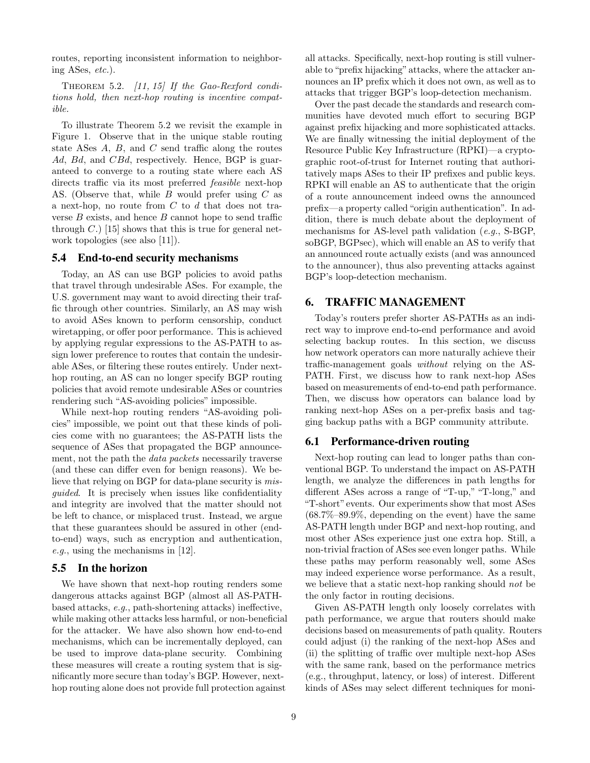routes, reporting inconsistent information to neighboring ASes, *etc.*).

THEOREM 5.2. *[11, 15] If the Gao-Rexford conditions hold, then next-hop routing is incentive compatible.*

To illustrate Theorem 5.2 we revisit the example in Figure 1. Observe that in the unique stable routing state ASes $A$, $B$, and $C$ send traffic along the routes $Ad$, $Bd$, and $CBd$, respectively. Hence, BGP is guaranteed to converge to a routing state where each AS directs traffic via its most preferred *feasible* next-hop AS. (Observe that, while $B$ would prefer using $C$ as a next-hop, no route from $C$ to $d$ that does not traverse $B$ exists, and hence $B$ cannot hope to send traffic through $C$.) [15] shows that this is true for general network topologies (see also [11]).

### 5.4 End-to-end security mechanisms

Today, an AS can use BGP policies to avoid paths that travel through undesirable ASes. For example, the U.S. government may want to avoid directing their traffic through other countries. Similarly, an AS may wish to avoid ASes known to perform censorship, conduct wiretapping, or offer poor performance. This is achieved by applying regular expressions to the AS-PATH to assign lower preference to routes that contain the undesirable ASes, or filtering these routes entirely. Under next-hop routing, an AS can no longer specify BGP routing policies that avoid remote undesirable ASes or countries rendering such "AS-avoiding policies" impossible.

While next-hop routing renders "AS-avoiding policies" impossible, we point out that these kinds of policies come with no guarantees; the AS-PATH lists the sequence of ASes that propagated the BGP announcement, not the path the *data packets* necessarily traverse (and these can differ even for benign reasons). We believe that relying on BGP for data-plane security is *misguided*. It is precisely when issues like confidentiality and integrity are involved that the matter should not be left to chance, or misplaced trust. Instead, we argue that these guarantees should be assured in other (end-to-end) ways, such as encryption and authentication, *e.g.*, using the mechanisms in [12].

### 5.5 In the horizon

We have shown that next-hop routing renders some dangerous attacks against BGP (almost all AS-PATH-based attacks, *e.g.*, path-shortening attacks) ineffective, while making other attacks less harmful, or non-beneficial for the attacker. We have also shown how end-to-end mechanisms, which can be incrementally deployed, can be used to improve data-plane security. Combining these measures will create a routing system that is significantly more secure than today's BGP. However, next-hop routing alone does not provide full protection against all attacks. Specifically, next-hop routing is still vulnerable to "prefix hijacking" attacks, where the attacker announces an IP prefix which it does not own, as well as to attacks that trigger BGP's loop-detection mechanism.

Over the past decade the standards and research communities have devoted much effort to securing BGP against prefix hijacking and more sophisticated attacks. We are finally witnessing the initial deployment of the Resource Public Key Infrastructure (RPKI)—a cryptographic root-of-trust for Internet routing that authoritatively maps ASes to their IP prefixes and public keys. RPKI will enable an AS to authenticate that the origin of a route announcement indeed owns the announced prefix—a property called "origin authentication". In addition, there is much debate about the deployment of mechanisms for AS-level path validation (*e.g.*, S-BGP, soBGP, BGPsec), which will enable an AS to verify that an announced route actually exists (and was announced to the announcer), thus also preventing attacks against BGP's loop-detection mechanism.

## 6. TRAFFIC MANAGEMENT

Today's routers prefer shorter AS-PATHs as an indirect way to improve end-to-end performance and avoid selecting backup routes. In this section, we discuss how network operators can more naturally achieve their traffic-management goals *without* relying on the AS-PATH. First, we discuss how to rank next-hop ASes based on measurements of end-to-end path performance. Then, we discuss how operators can balance load by ranking next-hop ASes on a per-prefix basis and tagging backup paths with a BGP community attribute.

### 6.1 Performance-driven routing

Next-hop routing can lead to longer paths than conventional BGP. To understand the impact on AS-PATH length, we analyze the differences in path lengths for different ASes across a range of "T-up," "T-long," and "T-short" events. Our experiments show that most ASes (68.7%–89.9%, depending on the event) have the same AS-PATH length under BGP and next-hop routing, and most other ASes experience just one extra hop. Still, a non-trivial fraction of ASes see even longer paths. While these paths may perform reasonably well, some ASes may indeed experience worse performance. As a result, we believe that a static next-hop ranking should *not* be the only factor in routing decisions.

Given AS-PATH length only loosely correlates with path performance, we argue that routers should make decisions based on measurements of path quality. Routers could adjust (i) the ranking of the next-hop ASes and (ii) the splitting of traffic over multiple next-hop ASes with the same rank, based on the performance metrics (e.g., throughput, latency, or loss) of interest. Different kinds of ASes may select different techniques for moni-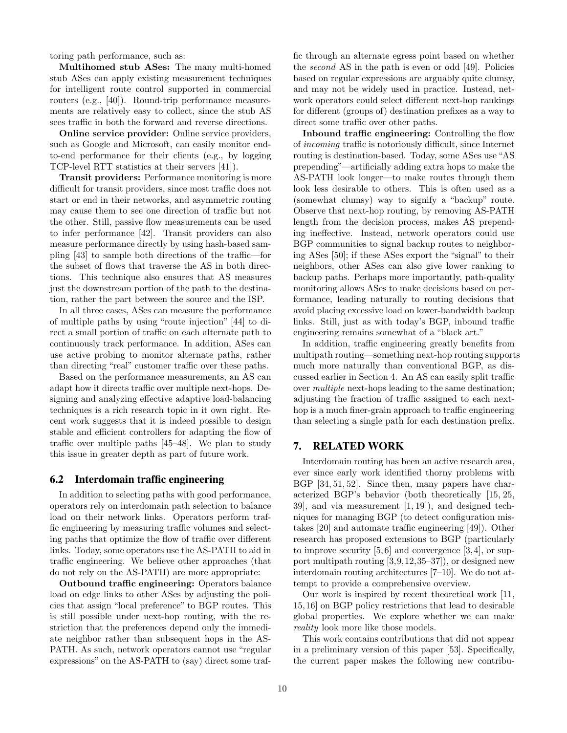toring path performance, such as:

**Multihomed stub ASes:** The many multi-homed stub ASes can apply existing measurement techniques for intelligent route control supported in commercial routers (e.g., [40]). Round-trip performance measurements are relatively easy to collect, since the stub AS sees traffic in both the forward and reverse directions.

**Online service provider:** Online service providers, such as Google and Microsoft, can easily monitor end-to-end performance for their clients (e.g., by logging TCP-level RTT statistics at their servers [41]).

**Transit providers:** Performance monitoring is more difficult for transit providers, since most traffic does not start or end in their networks, and asymmetric routing may cause them to see one direction of traffic but not the other. Still, passive flow measurements can be used to infer performance [42]. Transit providers can also measure performance directly by using hash-based sampling [43] to sample both directions of the traffic—for the subset of flows that traverse the AS in both directions. This technique also ensures that AS measures just the downstream portion of the path to the destination, rather the part between the source and the ISP.

In all three cases, ASes can measure the performance of multiple paths by using "route injection" [44] to direct a small portion of traffic on each alternate path to continuously track performance. In addition, ASes can use active probing to monitor alternate paths, rather than directing "real" customer traffic over these paths.

Based on the performance measurements, an AS can adapt how it directs traffic over multiple next-hops. Designing and analyzing effective adaptive load-balancing techniques is a rich research topic in it own right. Recent work suggests that it is indeed possible to design stable and efficient controllers for adapting the flow of traffic over multiple paths [45–48]. We plan to study this issue in greater depth as part of future work.

## 6.2 Interdomain traffic engineering

In addition to selecting paths with good performance, operators rely on interdomain path selection to balance load on their network links. Operators perform traffic engineering by measuring traffic volumes and selecting paths that optimize the flow of traffic over different links. Today, some operators use the AS-PATH to aid in traffic engineering. We believe other approaches (that do not rely on the AS-PATH) are more appropriate:

**Outbound traffic engineering:** Operators balance load on edge links to other ASes by adjusting the policies that assign "local preference" to BGP routes. This is still possible under next-hop routing, with the restriction that the preferences depend only the immediate neighbor rather than subsequent hops in the AS-PATH. As such, network operators cannot use "regular expressions" on the AS-PATH to (say) direct some traffic through an alternate egress point based on whether the *second* AS in the path is even or odd [49]. Policies based on regular expressions are arguably quite clumsy, and may not be widely used in practice. Instead, network operators could select different next-hop rankings for different (groups of) destination prefixes as a way to direct some traffic over other paths.

**Inbound traffic engineering:** Controlling the flow of *incoming* traffic is notoriously difficult, since Internet routing is destination-based. Today, some ASes use "AS prepending"—artificially adding extra hops to make the AS-PATH look longer—to make routes through them look less desirable to others. This is often used as a (somewhat clumsy) way to signify a "backup" route. Observe that next-hop routing, by removing AS-PATH length from the decision process, makes AS prepending ineffective. Instead, network operators could use BGP communities to signal backup routes to neighboring ASes [50]; if these ASes export the "signal" to their neighbors, other ASes can also give lower ranking to backup paths. Perhaps more importantly, path-quality monitoring allows ASes to make decisions based on performance, leading naturally to routing decisions that avoid placing excessive load on lower-bandwidth backup links. Still, just as with today's BGP, inbound traffic engineering remains somewhat of a "black art."

In addition, traffic engineering greatly benefits from multipath routing—something next-hop routing supports much more naturally than conventional BGP, as discussed earlier in Section 4. An AS can easily split traffic over *multiple* next-hops leading to the same destination; adjusting the fraction of traffic assigned to each next-hop is a much finer-grain approach to traffic engineering than selecting a single path for each destination prefix.

# 7. RELATED WORK

Interdomain routing has been an active research area, ever since early work identified thorny problems with BGP [34, 51, 52]. Since then, many papers have characterized BGP's behavior (both theoretically [15, 25, 39], and via measurement [1, 19]), and designed techniques for managing BGP (to detect configuration mistakes [20] and automate traffic engineering [49]). Other research has proposed extensions to BGP (particularly to improve security [5, 6] and convergence [3, 4], or support multipath routing [3, 9, 12, 35–37]), or designed new interdomain routing architectures [7–10]. We do not attempt to provide a comprehensive overview.

Our work is inspired by recent theoretical work [11, 15, 16] on BGP policy restrictions that lead to desirable global properties. We explore whether we can make *reality* look more like those models.

This work contains contributions that did not appear in a preliminary version of this paper [53]. Specifically, the current paper makes the following new contribu-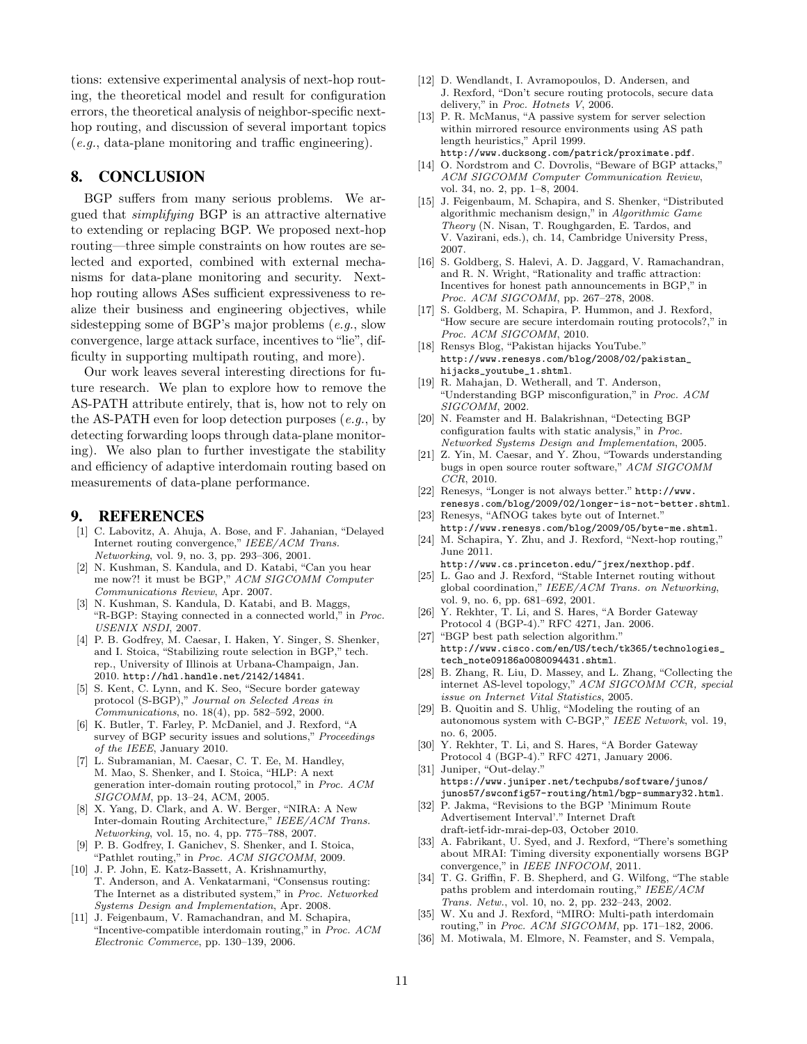tions: extensive experimental analysis of next-hop routing, the theoretical model and result for configuration errors, the theoretical analysis of neighbor-specific next-hop routing, and discussion of several important topics (*e.g.*, data-plane monitoring and traffic engineering).

## 8. CONCLUSION

BGP suffers from many serious problems. We argued that *simplifying* BGP is an attractive alternative to extending or replacing BGP. We proposed next-hop routing—three simple constraints on how routes are selected and exported, combined with external mechanisms for data-plane monitoring and security. Next-hop routing allows ASes sufficient expressiveness to realize their business and engineering objectives, while sidestepping some of BGP's major problems (*e.g.*, slow convergence, large attack surface, incentives to "lie", difficulty in supporting multipath routing, and more).

Our work leaves several interesting directions for future research. We plan to explore how to remove the AS-PATH attribute entirely, that is, how not to rely on the AS-PATH even for loop detection purposes (*e.g.*, by detecting forwarding loops through data-plane monitoring). We also plan to further investigate the stability and efficiency of adaptive interdomain routing based on measurements of data-plane performance.

## 9. REFERENCES

[1] C. Labovitz, A. Ahuja, A. Bose, and F. Jahanian, "Delayed Internet routing convergence," *IEEE/ACM Trans. Networking*, vol. 9, no. 3, pp. 293–306, 2001.

[2] N. Kushman, S. Kandula, and D. Katabi, "Can you hear me now?! it must be BGP," *ACM SIGCOMM Computer Communications Review*, Apr. 2007.

[3] N. Kushman, S. Kandula, D. Katabi, and B. Maggs, "R-BGP: Staying connected in a connected world," in *Proc. USENIX NSDI*, 2007.

[4] P. B. Godfrey, M. Caesar, I. Haken, Y. Singer, S. Shenker, and I. Stoica, "Stabilizing route selection in BGP," tech. rep., University of Illinois at Urbana-Champaign, Jan. 2010. http://hdl.handle.net/2142/14841.

[5] S. Kent, C. Lynn, and K. Seo, "Secure border gateway protocol (S-BGP)," *Journal on Selected Areas in Communications*, no. 18(4), pp. 582–592, 2000.

[6] K. Butler, T. Farley, P. McDaniel, and J. Rexford, "A survey of BGP security issues and solutions," *Proceedings of the IEEE*, January 2010.

[7] L. Subramanian, M. Caesar, C. T. Ee, M. Handley, M. Mao, S. Shenker, and I. Stoica, "HLP: A next generation inter-domain routing protocol," in *Proc. ACM SIGCOMM*, pp. 13–24, ACM, 2005.

[8] X. Yang, D. Clark, and A. W. Berger, "NIRA: A New Inter-domain Routing Architecture," *IEEE/ACM Trans. Networking*, vol. 15, no. 4, pp. 775–788, 2007.

[9] P. B. Godfrey, I. Ganichev, S. Shenker, and I. Stoica, "Pathlet routing," in *Proc. ACM SIGCOMM*, 2009.

[10] J. P. John, E. Katz-Bassett, A. Krishnamurthy, T. Anderson, and A. Venkatarmani, "Consensus routing: The Internet as a distributed system," in *Proc. Networked Systems Design and Implementation*, Apr. 2008.

[11] J. Feigenbaum, V. Ramachandran, and M. Schapira, "Incentive-compatible interdomain routing," in *Proc. ACM Electronic Commerce*, pp. 130–139, 2006.

[12] D. Wendlandt, I. Avramopoulos, D. Andersen, and J. Rexford, "Don't secure routing protocols, secure data delivery," in *Proc. Hotnets V*, 2006.

[13] P. R. McManus, "A passive system for server selection within mirrored resource environments using AS path length heuristics," April 1999. http://www.ducksong.com/patrick/proximate.pdf.

[14] O. Nordstrom and C. Dovrolis, "Beware of BGP attacks," *ACM SIGCOMM Computer Communication Review*, vol. 34, no. 2, pp. 1–8, 2004.

[15] J. Feigenbaum, M. Schapira, and S. Shenker, "Distributed algorithmic mechanism design," in *Algorithmic Game Theory* (N. Nisan, T. Roughgarden, E. Tardos, and V. Vazirani, eds.), ch. 14, Cambridge University Press, 2007.

[16] S. Goldberg, S. Halevi, A. D. Jaggard, V. Ramachandran, and R. N. Wright, "Rationality and traffic attraction: Incentives for honest path announcements in BGP," in *Proc. ACM SIGCOMM*, pp. 267–278, 2008.

[17] S. Goldberg, M. Schapira, P. Hummon, and J. Rexford, "How secure are secure interdomain routing protocols?," in *Proc. ACM SIGCOMM*, 2010.

[18] Rensys Blog, "Pakistan hijacks YouTube." http://www.renesys.com/blog/2008/02/pakistan_hijacks_youtube_1.shtml.

[19] R. Mahajan, D. Wetherall, and T. Anderson, "Understanding BGP misconfiguration," in *Proc. ACM SIGCOMM*, 2002.

[20] N. Feamster and H. Balakrishnan, "Detecting BGP configuration faults with static analysis," in *Proc. Networked Systems Design and Implementation*, 2005.

[21] Z. Yin, M. Caesar, and Y. Zhou, "Towards understanding bugs in open source router software," *ACM SIGCOMM CCR*, 2010.

[22] Renesys, "Longer is not always better." http://www.renesys.com/blog/2009/02/longer-is-not-better.shtml.

[23] Renesys, "AfNOG takes byte out of Internet." http://www.renesys.com/blog/2009/05/byte-me.shtml.

[24] M. Schapira, Y. Zhu, and J. Rexford, "Next-hop routing," June 2011. http://www.cs.princeton.edu/~jrex/nexthop.pdf.

[25] L. Gao and J. Rexford, "Stable Internet routing without global coordination," *IEEE/ACM Trans. on Networking*, vol. 9, no. 6, pp. 681–692, 2001.

[26] Y. Rekhter, T. Li, and S. Hares, "A Border Gateway Protocol 4 (BGP-4)." RFC 4271, Jan. 2006.

[27] "BGP best path selection algorithm." http://www.cisco.com/en/US/tech/tk365/technologies_tech_note09186a0080094431.shtml.

[28] B. Zhang, R. Liu, D. Massey, and L. Zhang, "Collecting the internet AS-level topology," *ACM SIGCOMM CCR, special issue on Internet Vital Statistics*, 2005.

[29] B. Quoitin and S. Uhlig, "Modeling the routing of an autonomous system with C-BGP," *IEEE Network*, vol. 19, no. 6, 2005.

[30] Y. Rekhter, T. Li, and S. Hares, "A Border Gateway Protocol 4 (BGP-4)." RFC 4271, January 2006.

[31] Juniper, "Out-delay." https://www.juniper.net/techpubs/software/junos/junos57/swconfig57-routing/html/bgp-summary32.html.

[32] P. Jakma, "Revisions to the BGP 'Minimum Route Advertisement Interval'." Internet Draft draft-ietf-idr-mrai-dep-03, October 2010.

[33] A. Fabrikant, U. Syed, and J. Rexford, "There's something about MRAI: Timing diversity exponentially worsens BGP convergence," in *IEEE INFOCOM*, 2011.

[34] T. G. Griffin, F. B. Shepherd, and G. Wilfong, "The stable paths problem and interdomain routing," *IEEE/ACM Trans. Netw.*, vol. 10, no. 2, pp. 232–243, 2002.

[35] W. Xu and J. Rexford, "MIRO: Multi-path interdomain routing," in *Proc. ACM SIGCOMM*, pp. 171–182, 2006.

[36] M. Motiwala, M. Elmore, N. Feamster, and S. Vempala,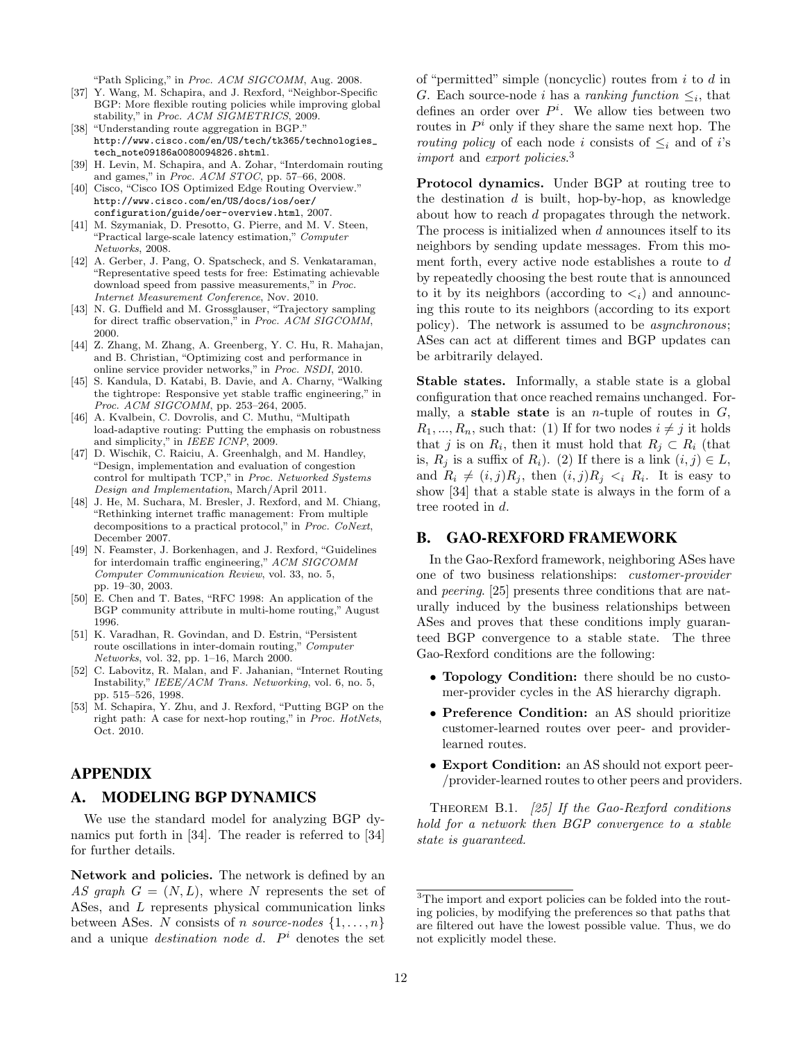"Path Splicing," in *Proc. ACM SIGCOMM*, Aug. 2008.

[37] Y. Wang, M. Schapira, and J. Rexford, "Neighbor-Specific BGP: More flexible routing policies while improving global stability," in *Proc. ACM SIGMETRICS*, 2009.

[38] "Understanding route aggregation in BGP." http://www.cisco.com/en/US/tech/tk365/technologies_tech_note09186a0080094826.shtml.

[39] H. Levin, M. Schapira, and A. Zohar, "Interdomain routing and games," in *Proc. ACM STOC*, pp. 57–66, 2008.

[40] Cisco, "Cisco IOS Optimized Edge Routing Overview." http://www.cisco.com/en/US/docs/ios/oer/configuration/guide/oer-overview.html, 2007.

[41] M. Szymaniak, D. Presotto, G. Pierre, and M. V. Steen, "Practical large-scale latency estimation," *Computer Networks*, 2008.

[42] A. Gerber, J. Pang, O. Spatscheck, and S. Venkataraman, "Representative speed tests for free: Estimating achievable download speed from passive measurements," in *Proc. Internet Measurement Conference*, Nov. 2010.

[43] N. G. Duffield and M. Grossglauser, "Trajectory sampling for direct traffic observation," in *Proc. ACM SIGCOMM*, 2000.

[44] Z. Zhang, M. Zhang, A. Greenberg, Y. C. Hu, R. Mahajan, and B. Christian, "Optimizing cost and performance in online service provider networks," in *Proc. NSDI*, 2010.

[45] S. Kandula, D. Katabi, B. Davie, and A. Charny, "Walking the tightrope: Responsive yet stable traffic engineering," in *Proc. ACM SIGCOMM*, pp. 253–264, 2005.

[46] A. Kvalbein, C. Dovrolis, and C. Muthu, "Multipath load-adaptive routing: Putting the emphasis on robustness and simplicity," in *IEEE ICNP*, 2009.

[47] D. Wischik, C. Raiciu, A. Greenhalgh, and M. Handley, "Design, implementation and evaluation of congestion control for multipath TCP," in *Proc. Networked Systems Design and Implementation*, March/April 2011.

[48] J. He, M. Suchara, M. Bresler, J. Rexford, and M. Chiang, "Rethinking internet traffic management: From multiple decompositions to a practical protocol," in *Proc. CoNext*, December 2007.

[49] N. Feamster, J. Borkenhagen, and J. Rexford, "Guidelines for interdomain traffic engineering," *ACM SIGCOMM Computer Communication Review*, vol. 33, no. 5, pp. 19–30, 2003.

[50] E. Chen and T. Bates, "RFC 1998: An application of the BGP community attribute in multi-home routing," August 1996.

[51] K. Varadhan, R. Govindan, and D. Estrin, "Persistent route oscillations in inter-domain routing," *Computer Networks*, vol. 32, pp. 1–16, March 2000.

[52] C. Labovitz, R. Malan, and F. Jahanian, "Internet Routing Instability," *IEEE/ACM Trans. Networking*, vol. 6, no. 5, pp. 515–526, 1998.

[53] M. Schapira, Y. Zhu, and J. Rexford, "Putting BGP on the right path: A case for next-hop routing," in *Proc. HotNets*, Oct. 2010.

# APPENDIX

## A. MODELING BGP DYNAMICS

We use the standard model for analyzing BGP dynamics put forth in [34]. The reader is referred to [34] for further details.

**Network and policies.** The network is defined by an *AS graph* $G = (N, L)$, where $N$ represents the set of ASes, and $L$ represents physical communication links between ASes. $N$ consists of $n$ *source-nodes* $\{1, \ldots, n\}$ and a unique *destination node* $d$. $P^i$ denotes the set of "permitted" simple (noncyclic) routes from $i$ to $d$ in $G$. Each source-node $i$ has a *ranking function* $\leq_i$, that defines an order over $P^i$. We allow ties between two routes in $P^i$ only if they share the same next hop. The *routing policy* of each node $i$ consists of $\leq_i$ and of $i$'s *import* and *export policies*.[3]

**Protocol dynamics.** Under BGP at routing tree to the destination $d$ is built, hop-by-hop, as knowledge about how to reach $d$ propagates through the network. The process is initialized when $d$ announces itself to its neighbors by sending update messages. From this moment forth, every active node establishes a route to $d$ by repeatedly choosing the best route that is announced to it by its neighbors (according to $<_i$) and announcing this route to its neighbors (according to its export policy). The network is assumed to be *asynchronous*; ASes can act at different times and BGP updates can be arbitrarily delayed.

**Stable states.** Informally, a stable state is a global configuration that once reached remains unchanged. Formally, a **stable state** is an $n$-tuple of routes in $G$, $R_1, ..., R_n$, such that: (1) If for two nodes $i \neq j$ it holds that $j$ is on $R_i$, then it must hold that $R_j \subset R_i$ (that is, $R_j$ is a suffix of $R_i$). (2) If there is a link $(i, j) \in L$, and $R_i \neq (i, j)R_j$, then $(i, j)R_j <_i R_i$. It is easy to show [34] that a stable state is always in the form of a tree rooted in $d$.

## B. GAO-REXFORD FRAMEWORK

In the Gao-Rexford framework, neighboring ASes have one of two business relationships: *customer-provider* and *peering*. [25] presents three conditions that are naturally induced by the business relationships between ASes and proves that these conditions imply guaranteed BGP convergence to a stable state. The three Gao-Rexford conditions are the following:

- **Topology Condition:** there should be no customer-provider cycles in the AS hierarchy digraph.
- **Preference Condition:** an AS should prioritize customer-learned routes over peer- and provider-learned routes.
- **Export Condition:** an AS should not export peer-/provider-learned routes to other peers and providers.

THEOREM B.1. *[25] If the Gao-Rexford conditions hold for a network then BGP convergence to a stable state is guaranteed.*

[3] The import and export policies can be folded into the routing policies, by modifying the preferences so that paths that are filtered out have the lowest possible value. Thus, we do not explicitly model these.